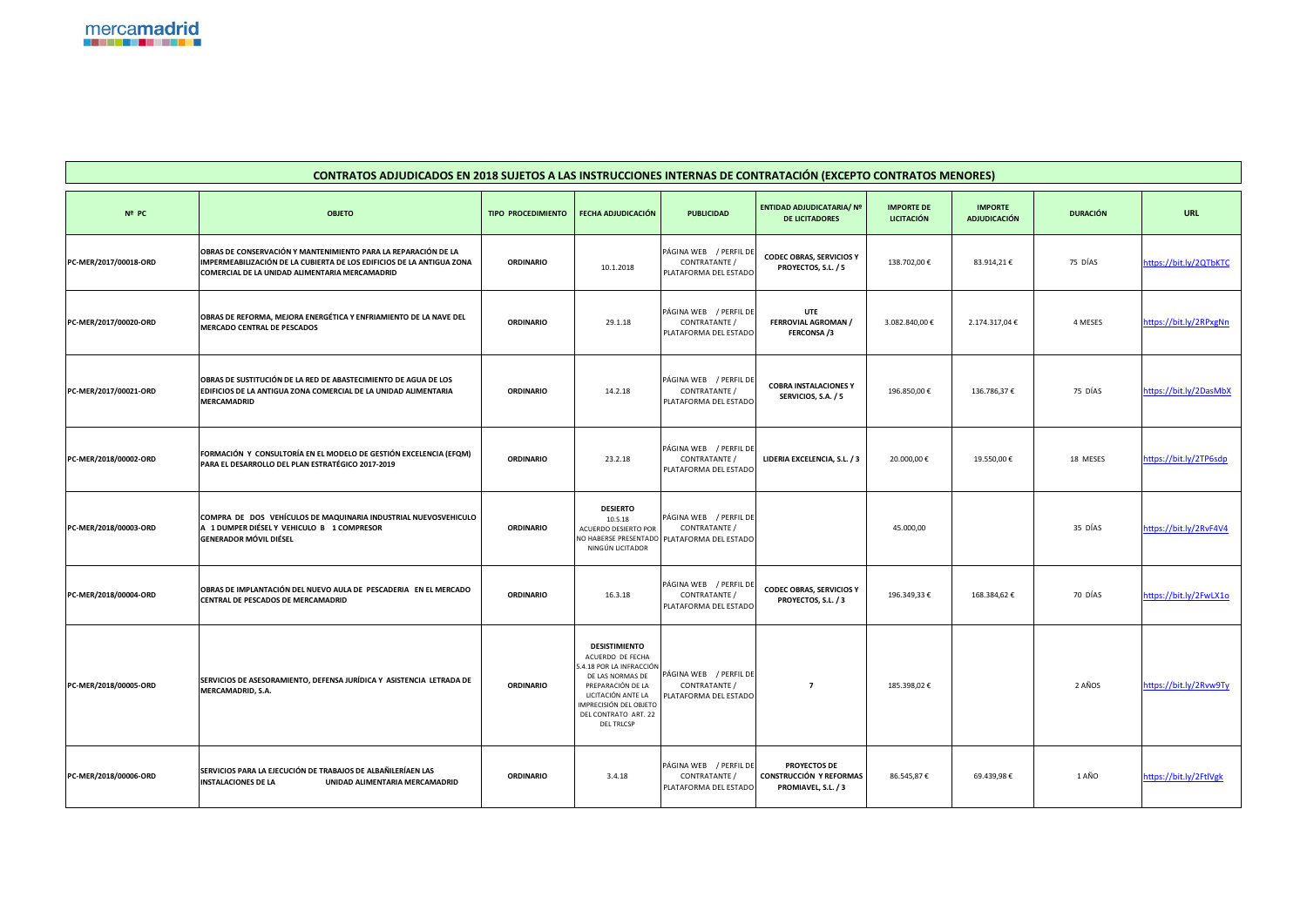mercamadrid

## CONTRATOS ADJUDICADOS EN 2018 SUJETOS A LAS INSTRUCCIONES INTERNAS DE CONTRATACIÓN (EXCEPTO CONTRATOS MENORES)

| Nº PC | OBJETO | TIPO PROCEDIMIENTO | FECHA ADJUDICACIÓN | PUBLICIDAD | ENTIDAD ADJUDICATARIA/ Nº DE LICITADORES | IMPORTE DE LICITACIÓN | IMPORTE ADJUDICACIÓN | DURACIÓN | URL |
|---|---|---|---|---|---|---|---|---|---|
| PC-MER/2017/00018-ORD | OBRAS DE CONSERVACIÓN Y MANTENIMIENTO PARA LA REPARACIÓN DE LA IMPERMEABILIZACIÓN DE LA CUBIERTA DE LOS EDIFICIOS DE LA ANTIGUA ZONA COMERCIAL DE LA UNIDAD ALIMENTARIA MERCAMADRID | ORDINARIO | 10.1.2018 | PÁGINA WEB / PERFIL DE CONTRATANTE / PLATAFORMA DEL ESTADO | CODEC OBRAS, SERVICIOS Y PROYECTOS, S.L. / 5 | 138.702,00 € | 83.914,21 € | 75 DÍAS | https://bit.ly/2QTbKTC |
| PC-MER/2017/00020-ORD | OBRAS DE REFORMA, MEJORA ENERGÉTICA Y ENFRIAMIENTO DE LA NAVE DEL MERCADO CENTRAL DE PESCADOS | ORDINARIO | 29.1.18 | PÁGINA WEB / PERFIL DE CONTRATANTE / PLATAFORMA DEL ESTADO | UTE FERROVIAL AGROMAN / FERCONSA /3 | 3.082.840,00 € | 2.174.317,04 € | 4 MESES | https://bit.ly/2RPxgNn |
| PC-MER/2017/00021-ORD | OBRAS DE SUSTITUCIÓN DE LA RED DE ABASTECIMIENTO DE AGUA DE LOS EDIFICIOS DE LA ANTIGUA ZONA COMERCIAL DE LA UNIDAD ALIMENTARIA MERCAMADRID | ORDINARIO | 14.2.18 | PÁGINA WEB / PERFIL DE CONTRATANTE / PLATAFORMA DEL ESTADO | COBRA INSTALACIONES Y SERVICIOS, S.A. / 5 | 196.850,00 € | 136.786,37 € | 75 DÍAS | https://bit.ly/2DasMbX |
| PC-MER/2018/00002-ORD | FORMACIÓN Y CONSULTORÍA EN EL MODELO DE GESTIÓN EXCELENCIA (EFQM) PARA EL DESARROLLO DEL PLAN ESTRATÉGICO 2017-2019 | ORDINARIO | 23.2.18 | PÁGINA WEB / PERFIL DE CONTRATANTE / PLATAFORMA DEL ESTADO | LIDERIA EXCELENCIA, S.L. / 3 | 20.000,00 € | 19.550,00 € | 18 MESES | https://bit.ly/2TP6sdp |
| PC-MER/2018/00003-ORD | COMPRA DE DOS VEHÍCULOS DE MAQUINARIA INDUSTRIAL NUEVOSVEHICULO A 1 DUMPER DIÉSEL Y VEHICULO B 1 COMPRESOR GENERADOR MÓVIL DIÉSEL | ORDINARIO | **DESIERTO** 10.5.18 ACUERDO DESIERTO POR NO HABERSE PRESENTADO NINGÚN LICITADOR | PÁGINA WEB / PERFIL DE CONTRATANTE / PLATAFORMA DEL ESTADO | | 45.000,00 | | 35 DÍAS | https://bit.ly/2RvF4V4 |
| PC-MER/2018/00004-ORD | OBRAS DE IMPLANTACIÓN DEL NUEVO AULA DE PESCADERIA EN EL MERCADO CENTRAL DE PESCADOS DE MERCAMADRID | ORDINARIO | 16.3.18 | PÁGINA WEB / PERFIL DE CONTRATANTE / PLATAFORMA DEL ESTADO | CODEC OBRAS, SERVICIOS Y PROYECTOS, S.L. / 3 | 196.349,33 € | 168.384,62 € | 70 DÍAS | https://bit.ly/2FwLX1o |
| PC-MER/2018/00005-ORD | SERVICIOS DE ASESORAMIENTO, DEFENSA JURÍDICA Y ASISTENCIA LETRADA DE MERCAMADRID, S.A. | ORDINARIO | **DESISTIMIENTO** ACUERDO DE FECHA 5.4.18 POR LA INFRACCIÓN DE LAS NORMAS DE PREPARACIÓN DE LA LICITACIÓN ANTE LA IMPRECISIÓN DEL OBJETO DEL CONTRATO ART. 22 DEL TRLCSP | PÁGINA WEB / PERFIL DE CONTRATANTE / PLATAFORMA DEL ESTADO | 7 | 185.398,02 € | | 2 AÑOS | https://bit.ly/2Rvw9Ty |
| PC-MER/2018/00006-ORD | SERVICIOS PARA LA EJECUCIÓN DE TRABAJOS DE ALBAÑILERÍAEN LAS INSTALACIONES DE LA UNIDAD ALIMENTARIA MERCAMADRID | ORDINARIO | 3.4.18 | PÁGINA WEB / PERFIL DE CONTRATANTE / PLATAFORMA DEL ESTADO | PROYECTOS DE CONSTRUCCIÓN Y REFORMAS PROMIAVEL, S.L. / 3 | 86.545,87 € | 69.439,98 € | 1 AÑO | https://bit.ly/2FtlVgk |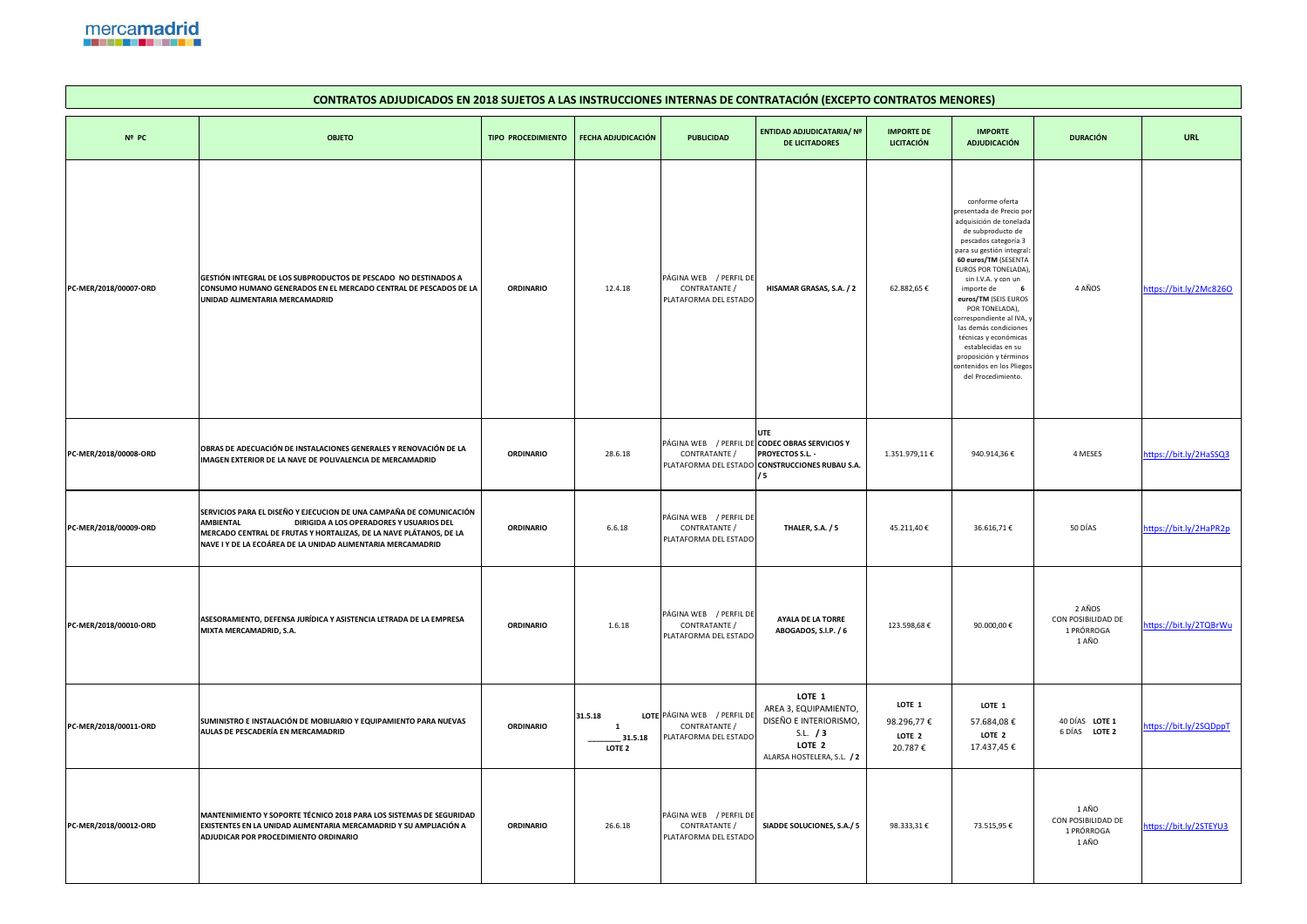## CONTRATOS ADJUDICADOS EN 2018 SUJETOS A LAS INSTRUCCIONES INTERNAS DE CONTRATACIÓN (EXCEPTO CONTRATOS MENORES)

| Nº PC | OBJETO | TIPO PROCEDIMIENTO | FECHA ADJUDICACIÓN | PUBLICIDAD | ENTIDAD ADJUDICATARIA/ Nº DE LICITADORES | IMPORTE DE LICITACIÓN | IMPORTE ADJUDICACIÓN | DURACIÓN | URL |
|---|---|---|---|---|---|---|---|---|---|
| PC-MER/2018/00007-ORD | **GESTIÓN INTEGRAL DE LOS SUBPRODUCTOS DE PESCADO NO DESTINADOS A CONSUMO HUMANO GENERADOS EN EL MERCADO CENTRAL DE PESCADOS DE LA UNIDAD ALIMENTARIA MERCAMADRID** | **ORDINARIO** | 12.4.18 | PÁGINA WEB / PERFIL DE CONTRATANTE / PLATAFORMA DEL ESTADO | **HISAMAR GRASAS, S.A. / 2** | 62.882,65 € | conforme oferta presentada de Precio por adquisición de tonelada de subproducto de pescados categoría 3 para su gestión integral: **60 euros/TM** (SESENTA EUROS POR TONELADA), sin I.V.A. y con un importe de **6 euros/TM** (SEIS EUROS POR TONELADA), correspondiente al IVA, y las demás condiciones técnicas y económicas establecidas en su proposición y términos contenidos en los Pliegos del Procedimiento. | 4 AÑOS | https://bit.ly/2Mc826O |
| PC-MER/2018/00008-ORD | **OBRAS DE ADECUACIÓN DE INSTALACIONES GENERALES Y RENOVACIÓN DE LA IMAGEN EXTERIOR DE LA NAVE DE POLIVALENCIA DE MERCAMADRID** | **ORDINARIO** | 28.6.18 | PÁGINA WEB / PERFIL DE CONTRATANTE / PLATAFORMA DEL ESTADO | **UTE CODEC OBRAS SERVICIOS Y PROYECTOS S.L. - CONSTRUCCIONES RUBAU S.A. / 5** | 1.351.979,11 € | 940.914,36 € | 4 MESES | https://bit.ly/2HaSSQ3 |
| PC-MER/2018/00009-ORD | **SERVICIOS PARA EL DISEÑO Y EJECUCION DE UNA CAMPAÑA DE COMUNICACIÓN AMBIENTAL DIRIGIDA A LOS OPERADORES Y USUARIOS DEL MERCADO CENTRAL DE FRUTAS Y HORTALIZAS, DE LA NAVE PLÁTANOS, DE LA NAVE I Y DE LA ECOÁREA DE LA UNIDAD ALIMENTARIA MERCAMADRID** | **ORDINARIO** | 6.6.18 | PÁGINA WEB / PERFIL DE CONTRATANTE / PLATAFORMA DEL ESTADO | **THALER, S.A. / 5** | 45.211,40 € | 36.616,71 € | 50 DÍAS | https://bit.ly/2HaPR2p |
| PC-MER/2018/00010-ORD | **ASESORAMIENTO, DEFENSA JURÍDICA Y ASISTENCIA LETRADA DE LA EMPRESA MIXTA MERCAMADRID, S.A.** | **ORDINARIO** | 1.6.18 | PÁGINA WEB / PERFIL DE CONTRATANTE / PLATAFORMA DEL ESTADO | **AYALA DE LA TORRE ABOGADOS, S.I.P. / 6** | 123.598,68 € | 90.000,00 € | 2 AÑOS CON POSIBILIDAD DE 1 PRÓRROGA 1 AÑO | https://bit.ly/2TQBrWu |
| PC-MER/2018/00011-ORD | **SUMINISTRO E INSTALACIÓN DE MOBILIARIO Y EQUIPAMIENTO PARA NUEVAS AULAS DE PESCADERÍA EN MERCAMADRID** | **ORDINARIO** | **31.5.18 LOTE 1** ________ **31.5.18 LOTE 2** | PÁGINA WEB / PERFIL DE CONTRATANTE / PLATAFORMA DEL ESTADO | **LOTE 1** AREA 3, EQUIPAMIENTO, DISEÑO E INTERIORISMO, S.L. **/ 3** **LOTE 2** ALARSA HOSTELERA, S.L. **/ 2** | **LOTE 1** 98.296,77 € **LOTE 2** 20.787 € | **LOTE 1** 57.684,08 € **LOTE 2** 17.437,45 € | 40 DÍAS **LOTE 1** 6 DÍAS **LOTE 2** | https://bit.ly/2SQDppT |
| PC-MER/2018/00012-ORD | **MANTENIMIENTO Y SOPORTE TÉCNICO 2018 PARA LOS SISTEMAS DE SEGURIDAD EXISTENTES EN LA UNIDAD ALIMENTARIA MERCAMADRID Y SU AMPLIACIÓN A ADJUDICAR POR PROCEDIMIENTO ORDINARIO** | **ORDINARIO** | 26.6.18 | PÁGINA WEB / PERFIL DE CONTRATANTE / PLATAFORMA DEL ESTADO | **SIADDE SOLUCIONES, S.A./ 5** | 98.333,31 € | 73.515,95 € | 1 AÑO CON POSIBILIDAD DE 1 PRÓRROGA 1 AÑO | https://bit.ly/2STEYU3 |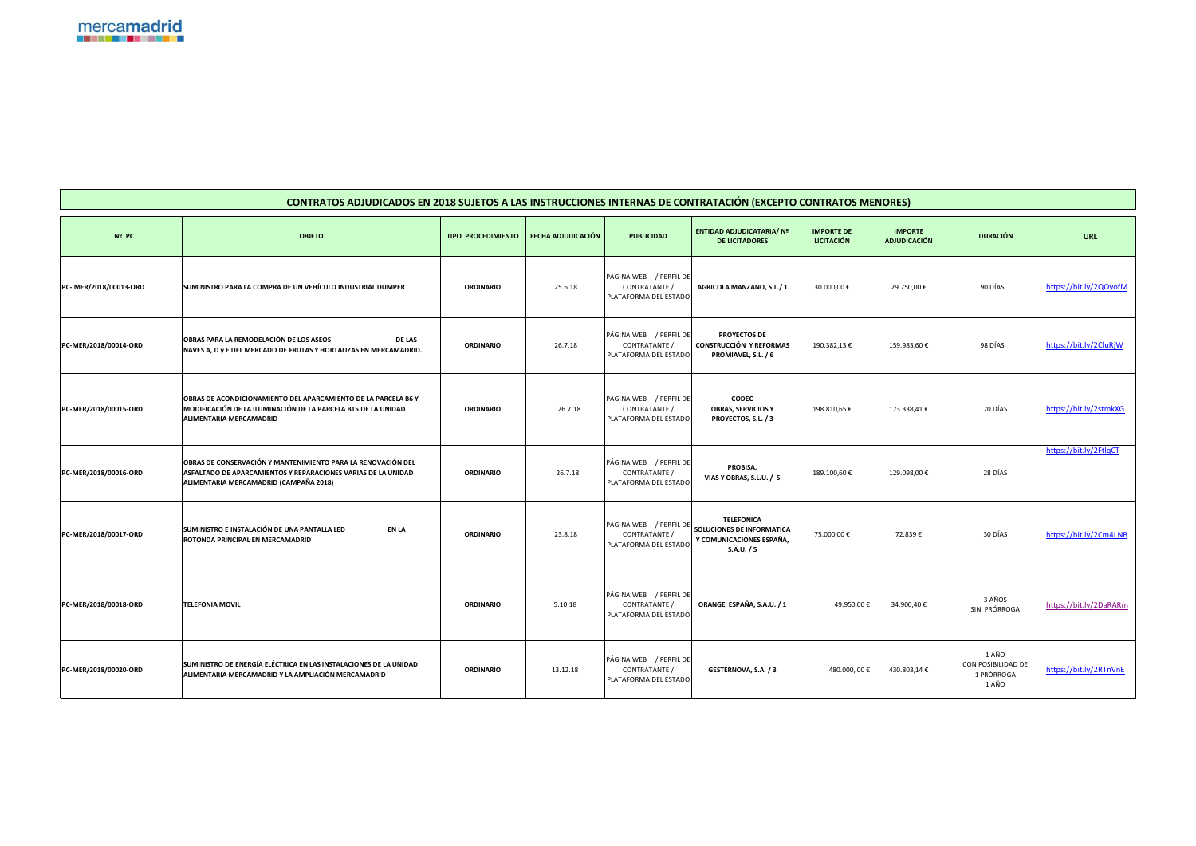## CONTRATOS ADJUDICADOS EN 2018 SUJETOS A LAS INSTRUCCIONES INTERNAS DE CONTRATACIÓN (EXCEPTO CONTRATOS MENORES)

| Nº PC | OBJETO | TIPO PROCEDIMIENTO | FECHA ADJUDICACIÓN | PUBLICIDAD | ENTIDAD ADJUDICATARIA/ Nº DE LICITADORES | IMPORTE DE LICITACIÓN | IMPORTE ADJUDICACIÓN | DURACIÓN | URL |
|---|---|---|---|---|---|---|---|---|---|
| PC- MER/2018/00013-ORD | SUMINISTRO PARA LA COMPRA DE UN VEHÍCULO INDUSTRIAL DUMPER | ORDINARIO | 25.6.18 | PÁGINA WEB / PERFIL DE CONTRATANTE / PLATAFORMA DEL ESTADO | AGRICOLA MANZANO, S.L./ 1 | 30.000,00 € | 29.750,00 € | 90 DÍAS | https://bit.ly/2QOyofM |
| PC-MER/2018/00014-ORD | OBRAS PARA LA REMODELACIÓN DE LOS ASEOS DE LAS NAVES A, D y E DEL MERCADO DE FRUTAS Y HORTALIZAS EN MERCAMADRID. | ORDINARIO | 26.7.18 | PÁGINA WEB / PERFIL DE CONTRATANTE / PLATAFORMA DEL ESTADO | PROYECTOS DE CONSTRUCCIÓN Y REFORMAS PROMIAVEL, S.L. / 6 | 190.382,13 € | 159.983,60 € | 98 DÍAS | https://bit.ly/2CluRjW |
| PC-MER/2018/00015-ORD | OBRAS DE ACONDICIONAMIENTO DEL APARCAMIENTO DE LA PARCELA B6 Y MODIFICACIÓN DE LA ILUMINACIÓN DE LA PARCELA B15 DE LA UNIDAD ALIMENTARIA MERCAMADRID | ORDINARIO | 26.7.18 | PÁGINA WEB / PERFIL DE CONTRATANTE / PLATAFORMA DEL ESTADO | CODEC OBRAS, SERVICIOS Y PROYECTOS, S.L. / 3 | 198.810,65 € | 173.338,41 € | 70 DÍAS | https://bit.ly/2stmkXG |
| PC-MER/2018/00016-ORD | OBRAS DE CONSERVACIÓN Y MANTENIMIENTO PARA LA RENOVACIÓN DEL ASFALTADO DE APARCAMIENTOS Y REPARACIONES VARIAS DE LA UNIDAD ALIMENTARIA MERCAMADRID (CAMPAÑA 2018) | ORDINARIO | 26.7.18 | PÁGINA WEB / PERFIL DE CONTRATANTE / PLATAFORMA DEL ESTADO | PROBISA, VIAS Y OBRAS, S.L.U. / 5 | 189.100,60 € | 129.098,00 € | 28 DÍAS | https://bit.ly/2FtlqCT |
| PC-MER/2018/00017-ORD | SUMINISTRO E INSTALACIÓN DE UNA PANTALLA LED EN LA ROTONDA PRINCIPAL EN MERCAMADRID | ORDINARIO | 23.8.18 | PÁGINA WEB / PERFIL DE CONTRATANTE / PLATAFORMA DEL ESTADO | TELEFONICA SOLUCIONES DE INFORMATICA Y COMUNICACIONES ESPAÑA, S.A.U. / 5 | 75.000,00 € | 72.839 € | 30 DÍAS | https://bit.ly/2Cm4LNB |
| PC-MER/2018/00018-ORD | TELEFONIA MOVIL | ORDINARIO | 5.10.18 | PÁGINA WEB / PERFIL DE CONTRATANTE / PLATAFORMA DEL ESTADO | ORANGE ESPAÑA, S.A.U. / 1 | 49.950,00 € | 34.900,40 € | 3 AÑOS SIN PRÓRROGA | https://bit.ly/2DaRARm |
| PC-MER/2018/00020-ORD | SUMINISTRO DE ENERGÍA ELÉCTRICA EN LAS INSTALACIONES DE LA UNIDAD ALIMENTARIA MERCAMADRID Y LA AMPLIACIÓN MERCAMADRID | ORDINARIO | 13.12.18 | PÁGINA WEB / PERFIL DE CONTRATANTE / PLATAFORMA DEL ESTADO | GESTERNOVA, S.A. / 3 | 480.000, 00 € | 430.803,14 € | 1 AÑO CON POSIBILIDAD DE 1 PRÓRROGA 1 AÑO | https://bit.ly/2RTnVnE |